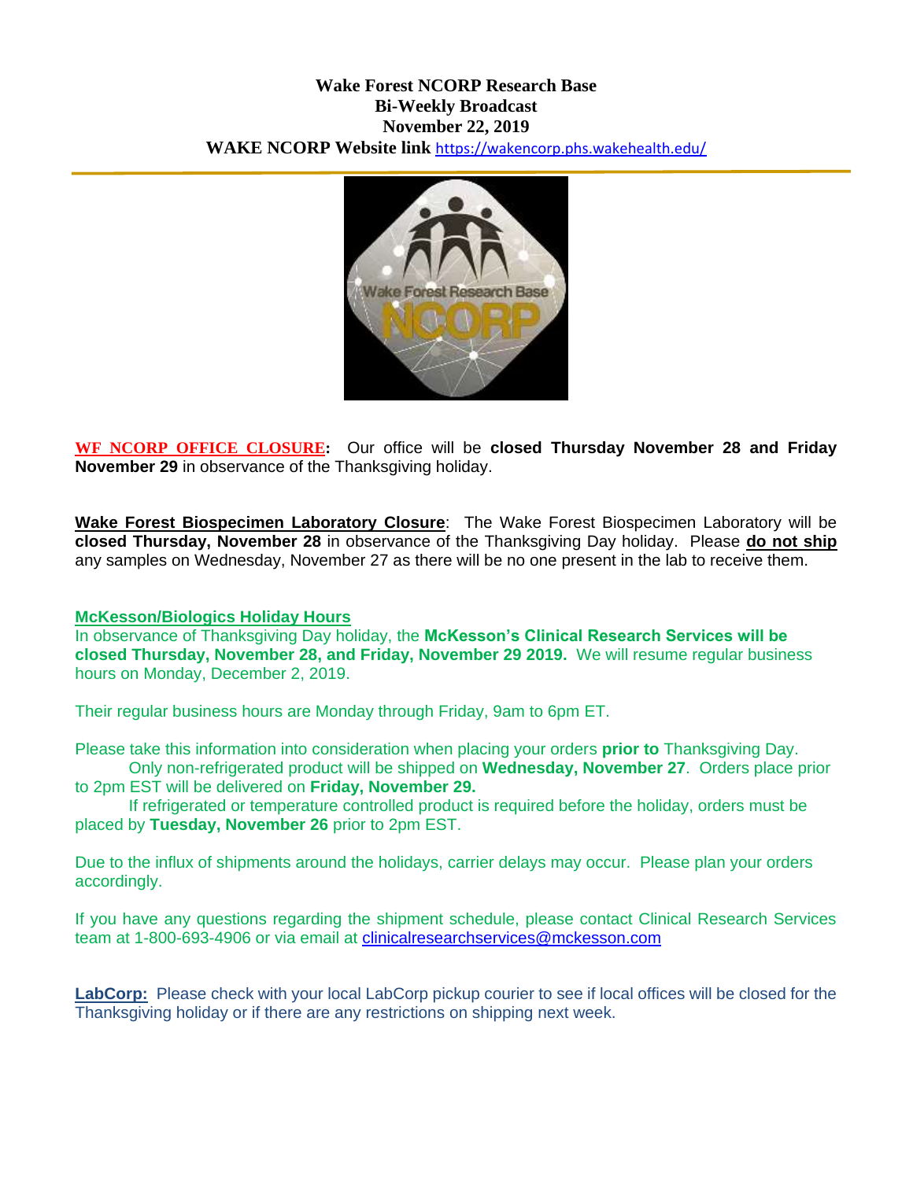**Wake Forest NCORP Research Base**
**Bi-Weekly Broadcast**
**November 22, 2019**
**WAKE NCORP Website link** https://wakencorp.phs.wakehealth.edu/

---

**WF NCORP OFFICE CLOSURE:** Our office will be **closed Thursday November 28 and Friday November 29** in observance of the Thanksgiving holiday.

**Wake Forest Biospecimen Laboratory Closure**: The Wake Forest Biospecimen Laboratory will be **closed Thursday, November 28** in observance of the Thanksgiving Day holiday. Please **do not ship** any samples on Wednesday, November 27 as there will be no one present in the lab to receive them.

**McKesson/Biologics Holiday Hours**

In observance of Thanksgiving Day holiday, the **McKesson's Clinical Research Services will be closed Thursday, November 28, and Friday, November 29 2019.** We will resume regular business hours on Monday, December 2, 2019.

Their regular business hours are Monday through Friday, 9am to 6pm ET.

Please take this information into consideration when placing your orders **prior to** Thanksgiving Day.

Only non-refrigerated product will be shipped on **Wednesday, November 27**. Orders place prior to 2pm EST will be delivered on **Friday, November 29.**

If refrigerated or temperature controlled product is required before the holiday, orders must be placed by **Tuesday, November 26** prior to 2pm EST.

Due to the influx of shipments around the holidays, carrier delays may occur. Please plan your orders accordingly.

If you have any questions regarding the shipment schedule, please contact Clinical Research Services team at 1-800-693-4906 or via email at clinicalresearchservices@mckesson.com

**LabCorp:** Please check with your local LabCorp pickup courier to see if local offices will be closed for the Thanksgiving holiday or if there are any restrictions on shipping next week.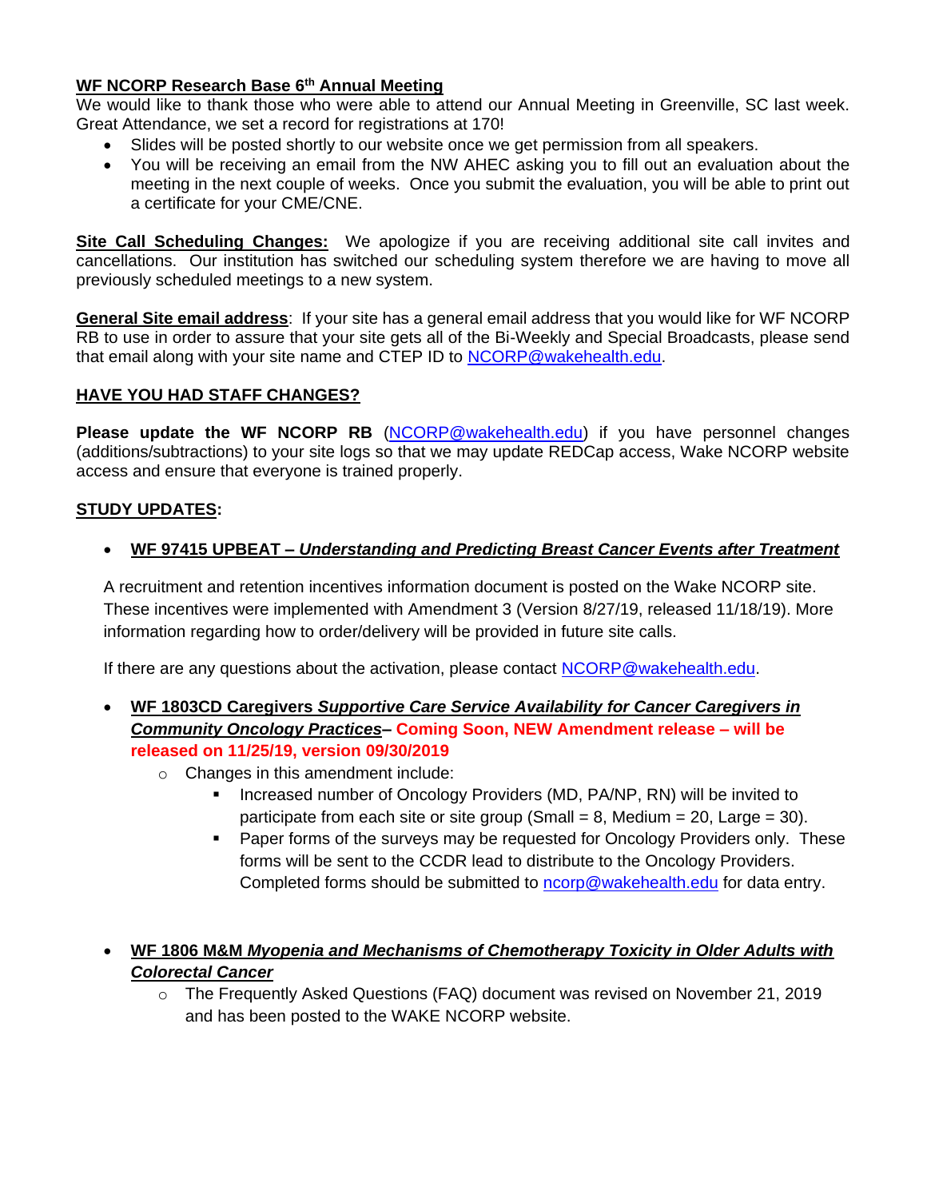**WF NCORP Research Base 6th Annual Meeting**
We would like to thank those who were able to attend our Annual Meeting in Greenville, SC last week. Great Attendance, we set a record for registrations at 170!

- Slides will be posted shortly to our website once we get permission from all speakers.
- You will be receiving an email from the NW AHEC asking you to fill out an evaluation about the meeting in the next couple of weeks. Once you submit the evaluation, you will be able to print out a certificate for your CME/CNE.

**Site Call Scheduling Changes:** We apologize if you are receiving additional site call invites and cancellations. Our institution has switched our scheduling system therefore we are having to move all previously scheduled meetings to a new system.

**General Site email address**: If your site has a general email address that you would like for WF NCORP RB to use in order to assure that your site gets all of the Bi-Weekly and Special Broadcasts, please send that email along with your site name and CTEP ID to NCORP@wakehealth.edu.

**HAVE YOU HAD STAFF CHANGES?**

**Please update the WF NCORP RB** (NCORP@wakehealth.edu) if you have personnel changes (additions/subtractions) to your site logs so that we may update REDCap access, Wake NCORP website access and ensure that everyone is trained properly.

**STUDY UPDATES:**

- **WF 97415 UPBEAT – *Understanding and Predicting Breast Cancer Events after Treatment***

  A recruitment and retention incentives information document is posted on the Wake NCORP site. These incentives were implemented with Amendment 3 (Version 8/27/19, released 11/18/19). More information regarding how to order/delivery will be provided in future site calls.

  If there are any questions about the activation, please contact NCORP@wakehealth.edu.

- **WF 1803CD Caregivers *Supportive Care Service Availability for Cancer Caregivers in Community Oncology Practices*– Coming Soon, NEW Amendment release – will be released on 11/25/19, version 09/30/2019**
  - Changes in this amendment include:
    - Increased number of Oncology Providers (MD, PA/NP, RN) will be invited to participate from each site or site group (Small = 8, Medium = 20, Large = 30).
    - Paper forms of the surveys may be requested for Oncology Providers only. These forms will be sent to the CCDR lead to distribute to the Oncology Providers. Completed forms should be submitted to ncorp@wakehealth.edu for data entry.

- **WF 1806 M&M *Myopenia and Mechanisms of Chemotherapy Toxicity in Older Adults with Colorectal Cancer***
  - The Frequently Asked Questions (FAQ) document was revised on November 21, 2019 and has been posted to the WAKE NCORP website.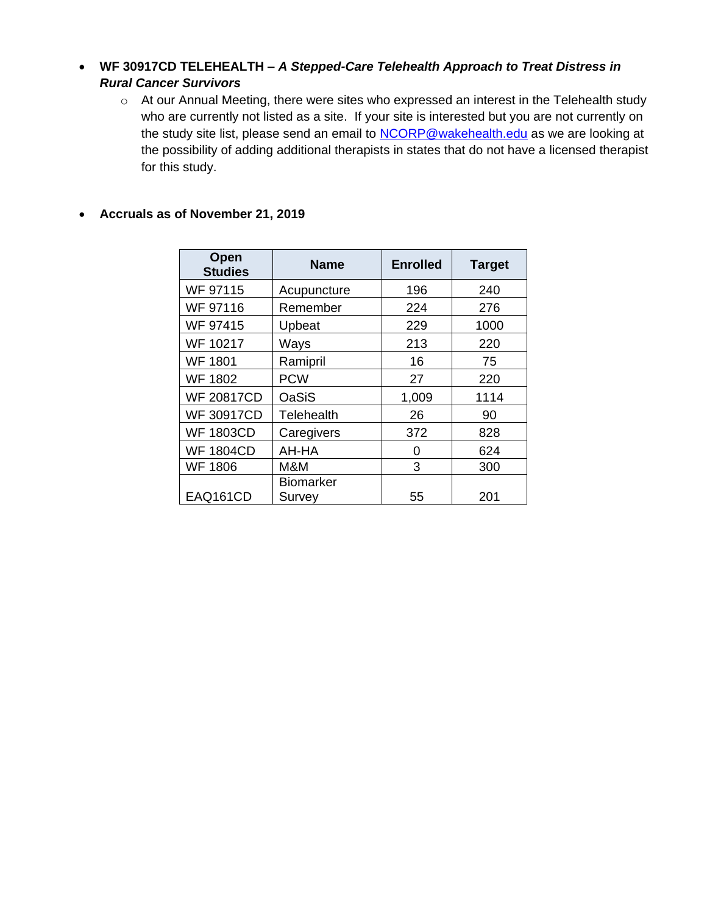- **WF 30917CD TELEHEALTH –** ***A Stepped-Care Telehealth Approach to Treat Distress in Rural Cancer Survivors***
  - At our Annual Meeting, there were sites who expressed an interest in the Telehealth study who are currently not listed as a site. If your site is interested but you are not currently on the study site list, please send an email to [NCORP@wakehealth.edu](mailto:NCORP@wakehealth.edu) as we are looking at the possibility of adding additional therapists in states that do not have a licensed therapist for this study.

- **Accruals as of November 21, 2019**

| Open Studies | Name | Enrolled | Target |
|---|---|---|---|
| WF 97115 | Acupuncture | 196 | 240 |
| WF 97116 | Remember | 224 | 276 |
| WF 97415 | Upbeat | 229 | 1000 |
| WF 10217 | Ways | 213 | 220 |
| WF 1801 | Ramipril | 16 | 75 |
| WF 1802 | PCW | 27 | 220 |
| WF 20817CD | OaSiS | 1,009 | 1114 |
| WF 30917CD | Telehealth | 26 | 90 |
| WF 1803CD | Caregivers | 372 | 828 |
| WF 1804CD | AH-HA | 0 | 624 |
| WF 1806 | M&M | 3 | 300 |
| EAQ161CD | Biomarker Survey | 55 | 201 |